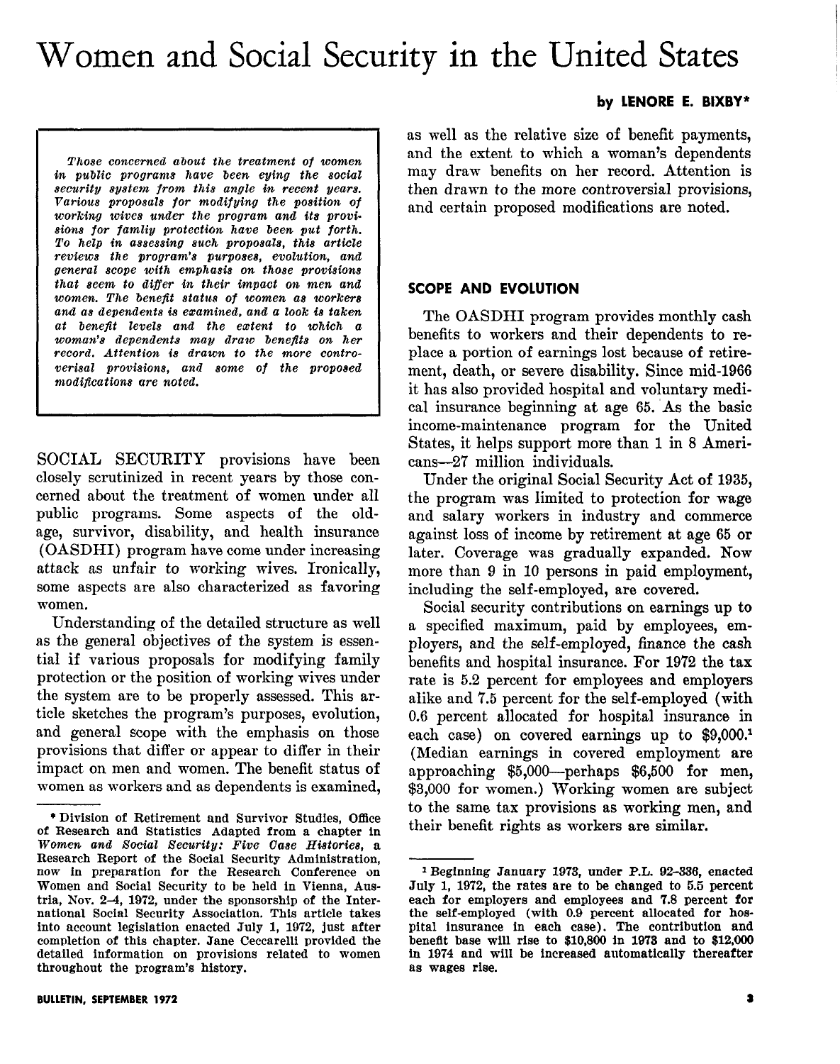# Women and Social Security in the United States

**by LENORE E. BIXBY***

*Those concerned about the treatment of women in public programs have been eying the social security system from this angle in recent years. Various proposals for modifying the position of working wives under the program and its provisions for famliy protection have been put forth. To help in assessing such proposals, this article reviews the program's purposes, evolution, and general scope with emphasis on those provisions that seem to differ in their impact on men and women. The benefit status of women as workers and as dependents is examined, and a look is taken at benefit levels and the extent to which a woman's dependents may draw benefits on her record. Attention is drawn to the more controversial provisions, and some of the proposed modifications are noted.*

SOCIAL SECURITY provisions have been closely scrutinized in recent years by those concerned about the treatment of women under all public programs. Some aspects of the old-age, survivor, disability, and health insurance (OASDHI) program have come under increasing attack as unfair to working wives. Ironically, some aspects are also characterized as favoring women.

Understanding of the detailed structure as well as the general objectives of the system is essential if various proposals for modifying family protection or the position of working wives under the system are to be properly assessed. This article sketches the program's purposes, evolution, and general scope with the emphasis on those provisions that differ or appear to differ in their impact on men and women. The benefit status of women as workers and as dependents is examined, as well as the relative size of benefit payments, and the extent to which a woman's dependents may draw benefits on her record. Attention is then drawn to the more controversial provisions, and certain proposed modifications are noted.

## SCOPE AND EVOLUTION

The OASDHI program provides monthly cash benefits to workers and their dependents to replace a portion of earnings lost because of retirement, death, or severe disability. Since mid-1966 it has also provided hospital and voluntary medical insurance beginning at age 65. As the basic income-maintenance program for the United States, it helps support more than 1 in 8 Americans—27 million individuals.

Under the original Social Security Act of 1935, the program was limited to protection for wage and salary workers in industry and commerce against loss of income by retirement at age 65 or later. Coverage was gradually expanded. Now more than 9 in 10 persons in paid employment, including the self-employed, are covered.

Social security contributions on earnings up to a specified maximum, paid by employees, employers, and the self-employed, finance the cash benefits and hospital insurance. For 1972 the tax rate is 5.2 percent for employees and employers alike and 7.5 percent for the self-employed (with 0.6 percent allocated for hospital insurance in each case) on covered earnings up to $9,000.[1] (Median earnings in covered employment are approaching $5,000—perhaps $6,500 for men, $3,000 for women.) Working women are subject to the same tax provisions as working men, and their benefit rights as workers are similar.

---

\* Division of Retirement and Survivor Studies, Office of Research and Statistics Adapted from a chapter in *Women and Social Security: Five Case Histories*, a Research Report of the Social Security Administration, now in preparation for the Research Conference on Women and Social Security to be held in Vienna, Austria, Nov. 2–4, 1972, under the sponsorship of the International Social Security Association. This article takes into account legislation enacted July 1, 1972, just after completion of this chapter. Jane Ceccarelli provided the detailed information on provisions related to women throughout the program's history.

[1] Beginning January 1973, under P.L. 92-336, enacted July 1, 1972, the rates are to be changed to 5.5 percent each for employers and employees and 7.8 percent for the self-employed (with 0.9 percent allocated for hospital insurance in each case). The contribution and benefit base will rise to $10,800 in 1973 and to $12,000 in 1974 and will be increased automatically thereafter as wages rise.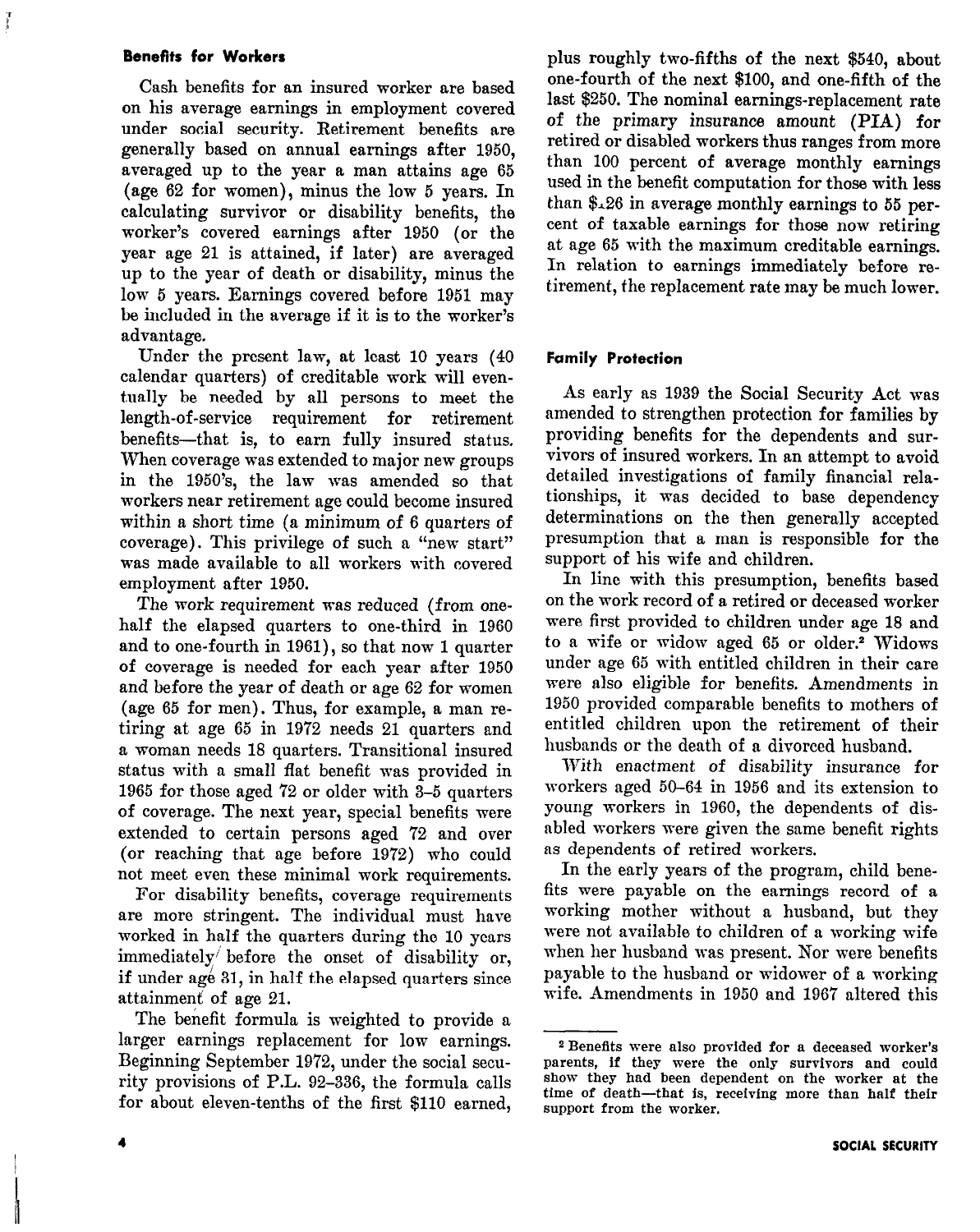### Benefits for Workers

Cash benefits for an insured worker are based on his average earnings in employment covered under social security. Retirement benefits are generally based on annual earnings after 1950, averaged up to the year a man attains age 65 (age 62 for women), minus the low 5 years. In calculating survivor or disability benefits, the worker's covered earnings after 1950 (or the year age 21 is attained, if later) are averaged up to the year of death or disability, minus the low 5 years. Earnings covered before 1951 may be included in the average if it is to the worker's advantage.

Under the present law, at least 10 years (40 calendar quarters) of creditable work will eventually be needed by all persons to meet the length-of-service requirement for retirement benefits—that is, to earn fully insured status. When coverage was extended to major new groups in the 1950's, the law was amended so that workers near retirement age could become insured within a short time (a minimum of 6 quarters of coverage). This privilege of such a "new start" was made available to all workers with covered employment after 1950.

The work requirement was reduced (from one-half the elapsed quarters to one-third in 1960 and to one-fourth in 1961), so that now 1 quarter of coverage is needed for each year after 1950 and before the year of death or age 62 for women (age 65 for men). Thus, for example, a man retiring at age 65 in 1972 needs 21 quarters and a woman needs 18 quarters. Transitional insured status with a small flat benefit was provided in 1965 for those aged 72 or older with 3–5 quarters of coverage. The next year, special benefits were extended to certain persons aged 72 and over (or reaching that age before 1972) who could not meet even these minimal work requirements.

For disability benefits, coverage requirements are more stringent. The individual must have worked in half the quarters during the 10 years immediately before the onset of disability or, if under age 31, in half the elapsed quarters since attainment of age 21.

The benefit formula is weighted to provide a larger earnings replacement for low earnings. Beginning September 1972, under the social security provisions of P.L. 92–336, the formula calls for about eleven-tenths of the first $110 earned, plus roughly two-fifths of the next $540, about one-fourth of the next $100, and one-fifth of the last $250. The nominal earnings-replacement rate of the primary insurance amount (PIA) for retired or disabled workers thus ranges from more than 100 percent of average monthly earnings used in the benefit computation for those with less than $126 in average monthly earnings to 55 percent of taxable earnings for those now retiring at age 65 with the maximum creditable earnings. In relation to earnings immediately before retirement, the replacement rate may be much lower.

### Family Protection

As early as 1939 the Social Security Act was amended to strengthen protection for families by providing benefits for the dependents and survivors of insured workers. In an attempt to avoid detailed investigations of family financial relationships, it was decided to base dependency determinations on the then generally accepted presumption that a man is responsible for the support of his wife and children.

In line with this presumption, benefits based on the work record of a retired or deceased worker were first provided to children under age 18 and to a wife or widow aged 65 or older.[2] Widows under age 65 with entitled children in their care were also eligible for benefits. Amendments in 1950 provided comparable benefits to mothers of entitled children upon the retirement of their husbands or the death of a divorced husband.

With enactment of disability insurance for workers aged 50–64 in 1956 and its extension to young workers in 1960, the dependents of disabled workers were given the same benefit rights as dependents of retired workers.

In the early years of the program, child benefits were payable on the earnings record of a working mother without a husband, but they were not available to children of a working wife when her husband was present. Nor were benefits payable to the husband or widower of a working wife. Amendments in 1950 and 1967 altered this

---

[2] Benefits were also provided for a deceased worker's parents, if they were the only survivors and could show they had been dependent on the worker at the time of death—that is, receiving more than half their support from the worker.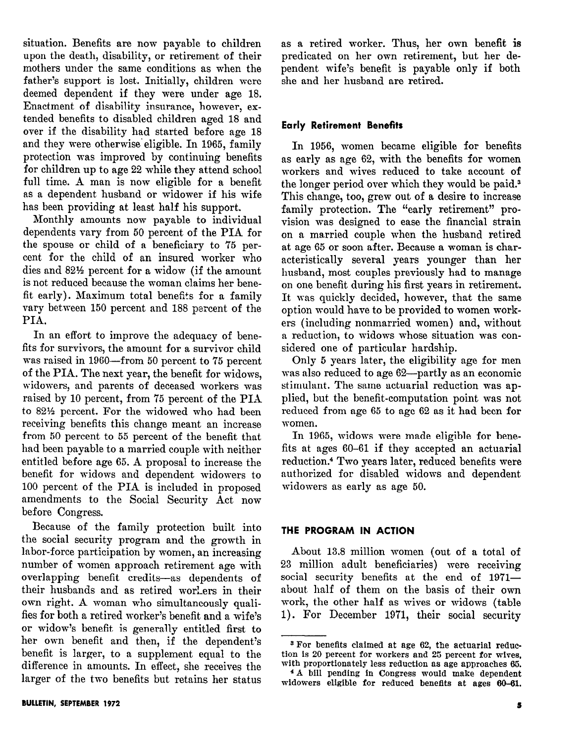situation. Benefits are now payable to children upon the death, disability, or retirement of their mothers under the same conditions as when the father's support is lost. Initially, children were deemed dependent if they were under age 18. Enactment of disability insurance, however, extended benefits to disabled children aged 18 and over if the disability had started before age 18 and they were otherwise eligible. In 1965, family protection was improved by continuing benefits for children up to age 22 while they attend school full time. A man is now eligible for a benefit as a dependent husband or widower if his wife has been providing at least half his support.

Monthly amounts now payable to individual dependents vary from 50 percent of the PIA for the spouse or child of a beneficiary to 75 percent for the child of an insured worker who dies and 82½ percent for a widow (if the amount is not reduced because the woman claims her benefit early). Maximum total benefits for a family vary between 150 percent and 188 percent of the PIA.

In an effort to improve the adequacy of benefits for survivors, the amount for a survivor child was raised in 1960—from 50 percent to 75 percent of the PIA. The next year, the benefit for widows, widowers, and parents of deceased workers was raised by 10 percent, from 75 percent of the PIA to 82½ percent. For the widowed who had been receiving benefits this change meant an increase from 50 percent to 55 percent of the benefit that had been payable to a married couple with neither entitled before age 65. A proposal to increase the benefit for widows and dependent widowers to 100 percent of the PIA is included in proposed amendments to the Social Security Act now before Congress.

Because of the family protection built into the social security program and the growth in labor-force participation by women, an increasing number of women approach retirement age with overlapping benefit credits—as dependents of their husbands and as retired workers in their own right. A woman who simultaneously qualifies for both a retired worker's benefit and a wife's or widow's benefit is generally entitled first to her own benefit and then, if the dependent's benefit is larger, to a supplement equal to the difference in amounts. In effect, she receives the larger of the two benefits but retains her status as a retired worker. Thus, her own benefit is predicated on her own retirement, but her dependent wife's benefit is payable only if both she and her husband are retired.

### Early Retirement Benefits

In 1956, women became eligible for benefits as early as age 62, with the benefits for women workers and wives reduced to take account of the longer period over which they would be paid.[3] This change, too, grew out of a desire to increase family protection. The "early retirement" provision was designed to ease the financial strain on a married couple when the husband retired at age 65 or soon after. Because a woman is characteristically several years younger than her husband, most couples previously had to manage on one benefit during his first years in retirement. It was quickly decided, however, that the same option would have to be provided to women workers (including nonmarried women) and, without a reduction, to widows whose situation was considered one of particular hardship.

Only 5 years later, the eligibility age for men was also reduced to age 62—partly as an economic stimulant. The same actuarial reduction was applied, but the benefit-computation point was not reduced from age 65 to age 62 as it had been for women.

In 1965, widows were made eligible for benefits at ages 60–61 if they accepted an actuarial reduction.[4] Two years later, reduced benefits were authorized for disabled widows and dependent widowers as early as age 50.

## THE PROGRAM IN ACTION

About 13.8 million women (out of a total of 23 million adult beneficiaries) were receiving social security benefits at the end of 1971—about half of them on the basis of their own work, the other half as wives or widows (table 1). For December 1971, their social security

[3] For benefits claimed at age 62, the actuarial reduction is 20 percent for workers and 25 percent for wives, with proportionately less reduction as age approaches 65.

[4] A bill pending in Congress would make dependent widowers eligible for reduced benefits at ages 60–61.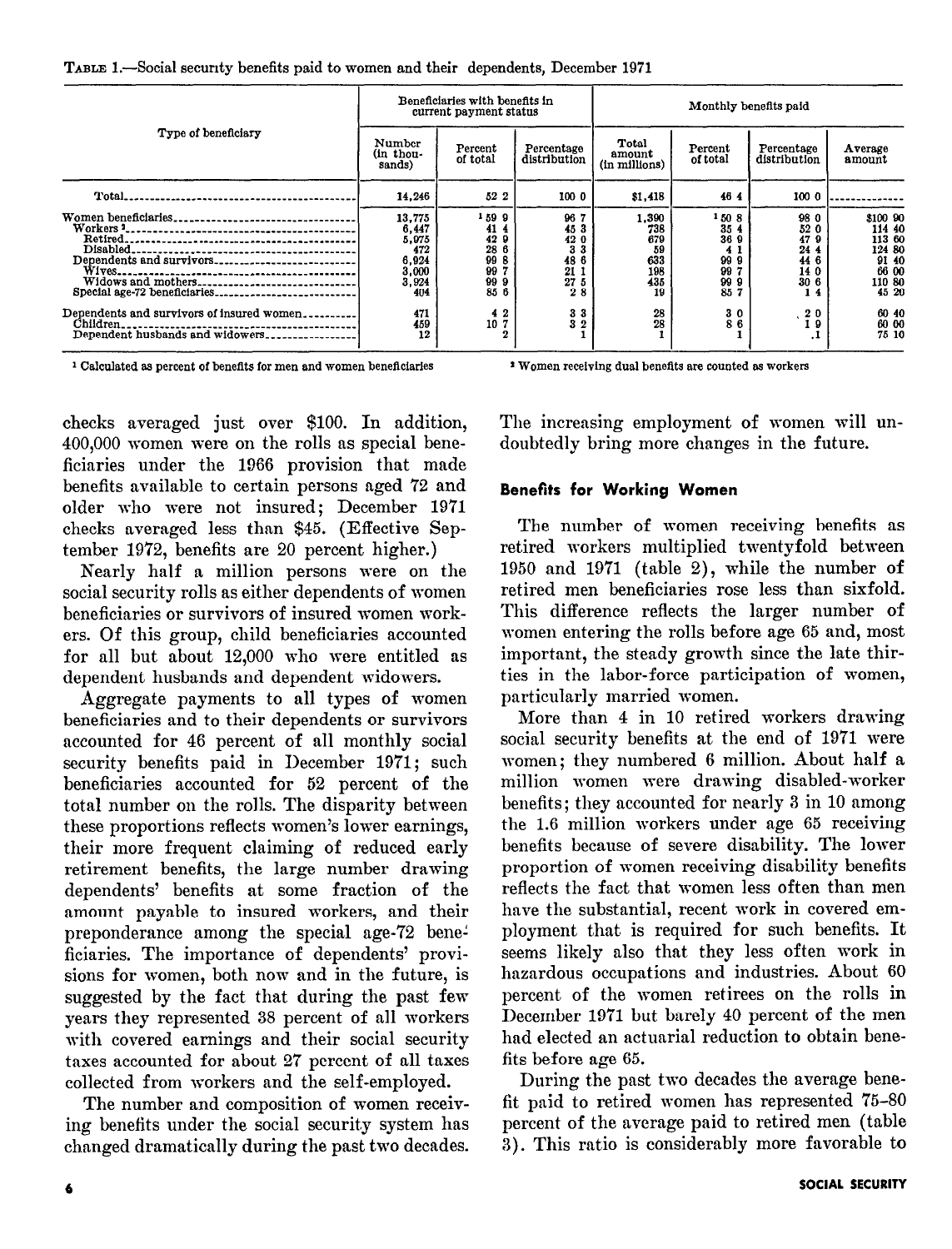TABLE 1.—Social security benefits paid to women and their dependents, December 1971

| Type of beneficiary | Beneficiaries with benefits in current payment status | | | Monthly benefits paid | | | |
|---|---|---|---|---|---|---|---|
| | Number (in thousands) | Percent of total | Percentage distribution | Total amount (in millions) | Percent of total | Percentage distribution | Average amount |
| Total | 14,246 | 52.2 | 100.0 | $1,418 | 46.4 | 100.0 | |
| Women beneficiaries | 13,775 | [1] 59.9 | 96.7 | 1,390 | [1] 50.8 | 98.0 | $100.90 |
| Workers [2] | 6,447 | 41.4 | 45.3 | 738 | 35.4 | 52.0 | 114.40 |
| Retired | 5,975 | 42.9 | 42.0 | 679 | 36.9 | 47.9 | 113.60 |
| Disabled | 472 | 28.6 | 3.3 | 59 | 4.1 | 24.4 | 124.80 |
| Dependents and survivors | 6,924 | 99.8 | 48.6 | 633 | 99.9 | 44.6 | 91.40 |
| Wives | 3,000 | 99.7 | 21.1 | 198 | 99.7 | 14.0 | 66.00 |
| Widows and mothers | 3,924 | 99.9 | 27.5 | 435 | 99.9 | 30.6 | 110.80 |
| Special age-72 beneficiaries | 404 | 85.6 | 2.8 | 19 | 85.7 | 1.4 | 45.20 |
| Dependents and survivors of insured women | 471 | 4.2 | 3.3 | 28 | 3.0 | 2.0 | 60.40 |
| Children | 459 | 10.7 | 3.2 | 28 | 8.6 | 1.9 | 60.00 |
| Dependent husbands and widowers | 12 | .2 | .1 | 1 | .1 | .1 | 75.10 |

[1] Calculated as percent of benefits for men and women beneficiaries

[2] Women receiving dual benefits are counted as workers

checks averaged just over $100. In addition, 400,000 women were on the rolls as special beneficiaries under the 1966 provision that made benefits available to certain persons aged 72 and older who were not insured; December 1971 checks averaged less than $45. (Effective September 1972, benefits are 20 percent higher.)

Nearly half a million persons were on the social security rolls as either dependents of women beneficiaries or survivors of insured women workers. Of this group, child beneficiaries accounted for all but about 12,000 who were entitled as dependent husbands and dependent widowers.

Aggregate payments to all types of women beneficiaries and to their dependents or survivors accounted for 46 percent of all monthly social security benefits paid in December 1971; such beneficiaries accounted for 52 percent of the total number on the rolls. The disparity between these proportions reflects women's lower earnings, their more frequent claiming of reduced early retirement benefits, the large number drawing dependents' benefits at some fraction of the amount payable to insured workers, and their preponderance among the special age-72 beneficiaries. The importance of dependents' provisions for women, both now and in the future, is suggested by the fact that during the past few years they represented 38 percent of all workers with covered earnings and their social security taxes accounted for about 27 percent of all taxes collected from workers and the self-employed.

The number and composition of women receiving benefits under the social security system has changed dramatically during the past two decades. The increasing employment of women will undoubtedly bring more changes in the future.

### Benefits for Working Women

The number of women receiving benefits as retired workers multiplied twentyfold between 1950 and 1971 (table 2), while the number of retired men beneficiaries rose less than sixfold. This difference reflects the larger number of women entering the rolls before age 65 and, most important, the steady growth since the late thirties in the labor-force participation of women, particularly married women.

More than 4 in 10 retired workers drawing social security benefits at the end of 1971 were women; they numbered 6 million. About half a million women were drawing disabled-worker benefits; they accounted for nearly 3 in 10 among the 1.6 million workers under age 65 receiving benefits because of severe disability. The lower proportion of women receiving disability benefits reflects the fact that women less often than men have the substantial, recent work in covered employment that is required for such benefits. It seems likely also that they less often work in hazardous occupations and industries. About 60 percent of the women retirees on the rolls in December 1971 but barely 40 percent of the men had elected an actuarial reduction to obtain benefits before age 65.

During the past two decades the average benefit paid to retired women has represented 75–80 percent of the average paid to retired men (table 3). This ratio is considerably more favorable to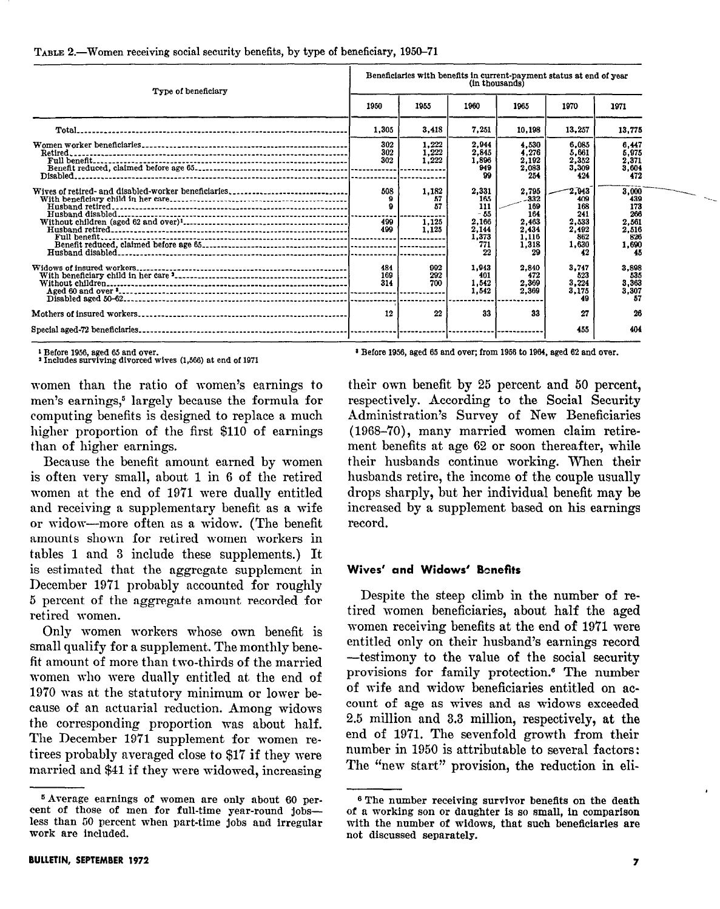TABLE 2.—Women receiving social security benefits, by type of beneficiary, 1950–71

| Type of beneficiary | Beneficiaries with benefits in current-payment status at end of year (in thousands) | | | | | |
|---|---|---|---|---|---|---|
| | 1950 | 1955 | 1960 | 1965 | 1970 | 1971 |
| Total | 1,305 | 3,418 | 7,251 | 10,198 | 13,257 | 13,775 |
| Women worker beneficiaries | 302 | 1,222 | 2,944 | 4,530 | 6,085 | 6,447 |
| Retired | 302 | 1,222 | 2,845 | 4,276 | 5,661 | 5,975 |
| Full benefit | 302 | 1,222 | 1,896 | 2,192 | 2,352 | 2,371 |
| Benefit reduced, claimed before age 65 | | | 949 | 2,083 | 3,309 | 3,604 |
| Disabled | | | 99 | 254 | 424 | 472 |
| Wives of retired- and disabled-worker beneficiaries | 508 | 1,182 | 2,331 | 2,795 | 2,943 | 3,000 |
| With beneficiary child in her care | 9 | 57 | 165 | 332 | 409 | 439 |
| Husband retired | 9 | 57 | 111 | 169 | 168 | 173 |
| Husband disabled | | | 55 | 164 | 241 | 266 |
| Without children (aged 62 and over)[1] | 499 | 1,125 | 2,166 | 2,463 | 2,533 | 2,561 |
| Husband retired | 499 | 1,125 | 2,144 | 2,434 | 2,492 | 2,516 |
| Full benefit | | | 1,373 | 1,116 | 862 | 826 |
| Benefit reduced, claimed before age 65 | | | 771 | 1,318 | 1,630 | 1,690 |
| Husband disabled | | | 22 | 29 | 42 | 45 |
| Widows of insured workers | 484 | 992 | 1,943 | 2,840 | 3,747 | 3,898 |
| With beneficiary child in her care[2] | 169 | 292 | 401 | 472 | 523 | 535 |
| Without children | 314 | 700 | 1,542 | 2,369 | 3,224 | 3,363 |
| Aged 60 and over[3] | | | 1,542 | 2,369 | 3,175 | 3,307 |
| Disabled aged 50–62 | | | | | 49 | 57 |
| Mothers of insured workers | 12 | 22 | 33 | 33 | 27 | 26 |
| Special aged-72 beneficiaries | | | | | 455 | 404 |

[1] Before 1956, aged 65 and over.
[2] Includes surviving divorced wives (1,566) at end of 1971
[3] Before 1956, aged 65 and over; from 1956 to 1964, aged 62 and over.

women than the ratio of women's earnings to men's earnings,[5] largely because the formula for computing benefits is designed to replace a much higher proportion of the first $110 of earnings than of higher earnings.

Because the benefit amount earned by women is often very small, about 1 in 6 of the retired women at the end of 1971 were dually entitled and receiving a supplementary benefit as a wife or widow—more often as a widow. (The benefit amounts shown for retired women workers in tables 1 and 3 include these supplements.) It is estimated that the aggregate supplement in December 1971 probably accounted for roughly 5 percent of the aggregate amount recorded for retired women.

Only women workers whose own benefit is small qualify for a supplement. The monthly benefit amount of more than two-thirds of the married women who were dually entitled at the end of 1970 was at the statutory minimum or lower because of an actuarial reduction. Among widows the corresponding proportion was about half. The December 1971 supplement for women retirees probably averaged close to $17 if they were married and $41 if they were widowed, increasing their own benefit by 25 percent and 50 percent, respectively. According to the Social Security Administration's Survey of New Beneficiaries (1968–70), many married women claim retirement benefits at age 62 or soon thereafter, while their husbands continue working. When their husbands retire, the income of the couple usually drops sharply, but her individual benefit may be increased by a supplement based on his earnings record.

#### Wives' and Widows' Benefits

Despite the steep climb in the number of retired women beneficiaries, about half the aged women receiving benefits at the end of 1971 were entitled only on their husband's earnings record—testimony to the value of the social security provisions for family protection.[6] The number of wife and widow beneficiaries entitled on account of age as wives and as widows exceeded 2.5 million and 3.3 million, respectively, at the end of 1971. The sevenfold growth from their number in 1950 is attributable to several factors: The "new start" provision, the reduction in eli-

[5] Average earnings of women are only about 60 percent of those of men for full-time year-round jobs—less than 50 percent when part-time jobs and irregular work are included.

[6] The number receiving survivor benefits on the death of a working son or daughter is so small, in comparison with the number of widows, that such beneficiaries are not discussed separately.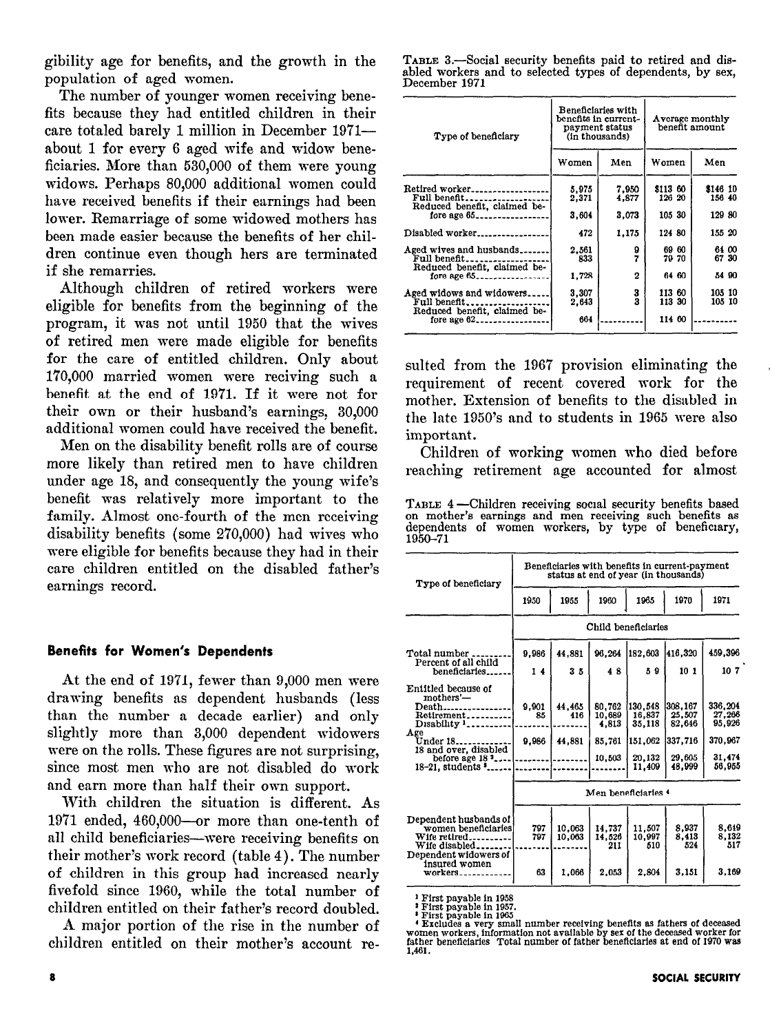gibility age for benefits, and the growth in the population of aged women.

The number of younger women receiving benefits because they had entitled children in their care totaled barely 1 million in December 1971—about 1 for every 6 aged wife and widow beneficiaries. More than 530,000 of them were young widows. Perhaps 80,000 additional women could have received benefits if their earnings had been lower. Remarriage of some widowed mothers has been made easier because the benefits of her children continue even though hers are terminated if she remarries.

Although children of retired workers were eligible for benefits from the beginning of the program, it was not until 1950 that the wives of retired men were made eligible for benefits for the care of entitled children. Only about 170,000 married women were reciving such a benefit at the end of 1971. If it were not for their own or their husband's earnings, 30,000 additional women could have received the benefit.

Men on the disability benefit rolls are of course more likely than retired men to have children under age 18, and consequently the young wife's benefit was relatively more important to the family. Almost one-fourth of the men receiving disability benefits (some 270,000) had wives who were eligible for benefits because they had in their care children entitled on the disabled father's earnings record.

TABLE 3.—Social security benefits paid to retired and disabled workers and to selected types of dependents, by sex, December 1971

| Type of beneficiary | Beneficiaries with benefits in current-payment status (in thousands) | | Average monthly benefit amount | |
|---|---|---|---|---|
| | Women | Men | Women | Men |
| Retired worker | 5,975 | 7,950 | $113 60 | $146 10 |
| Full benefit | 2,371 | 4,877 | 126 20 | 156 40 |
| Reduced benefit, claimed before age 65 | 3,604 | 3,073 | 105 30 | 129 80 |
| Disabled worker | 472 | 1,175 | 124 80 | 155 20 |
| Aged wives and husbands | 2,561 | 9 | 69 60 | 64 00 |
| Full benefit | 833 | 7 | 79 70 | 67 30 |
| Reduced benefit, claimed before age 65 | 1,728 | 2 | 64 60 | 54 90 |
| Aged widows and widowers | 3,307 | 3 | 113 60 | 105 10 |
| Full benefit | 2,643 | 3 | 113 30 | 105 10 |
| Reduced benefit, claimed before age 62 | 664 | | 114 60 | |

sulted from the 1967 provision eliminating the requirement of recent covered work for the mother. Extension of benefits to the disabled in the late 1950's and to students in 1965 were also important.

Children of working women who died before reaching retirement age accounted for almost

TABLE 4.—Children receiving social security benefits based on mother's earnings and men receiving such benefits as dependents of women workers, by type of beneficiary, 1950–71

| Type of beneficiary | Beneficiaries with benefits in current-payment status at end of year (in thousands) | | | | | |
|---|---|---|---|---|---|---|
| | 1950 | 1955 | 1960 | 1965 | 1970 | 1971 |
| | Child beneficiaries | | | | | |
| Total number | 9,986 | 44,881 | 96,264 | 182,603 | 416,320 | 459,396 |
| Percent of all child beneficiaries | 1 4 | 3 5 | 4 8 | 5 9 | 10 1 | 10 7 |
| Entitled because of mothers'— | | | | | | |
| Death | 9,901 | 44,465 | 80,762 | 130,548 | 308,167 | 336,204 |
| Retirement | 85 | 416 | 10,689 | 16,837 | 25,507 | 27,266 |
| Disability [1] | | | 4,813 | 35,118 | 82,646 | 95,926 |
| Age | | | | | | |
| Under 18 | 9,986 | 44,881 | 85,761 | 151,062 | 337,716 | 370,967 |
| 18 and over, disabled before age 18 [2] | | | 10,503 | 20,132 | 29,605 | 31,474 |
| 18–21, students [3] | | | | 11,409 | 48,999 | 56,955 |
| | Men beneficiaries [4] | | | | | |
| Dependent husbands of women beneficiaries | 797 | 10,063 | 14,737 | 11,507 | 8,937 | 8,649 |
| Wife retired | 797 | 10,063 | 14,526 | 10,997 | 8,413 | 8,132 |
| Wife disabled | | | 211 | 510 | 524 | 517 |
| Dependent widowers of insured women workers | 63 | 1,066 | 2,053 | 2,804 | 3,151 | 3,169 |

[1] First payable in 1958

[2] First payable in 1957.

[3] First payable in 1965

[4] Excludes a very small number receiving benefits as fathers of deceased women workers, information not available by sex of the deceased worker for father beneficiaries Total number of father beneficiaries at end of 1970 was 1,461.

## Benefits for Women's Dependents

At the end of 1971, fewer than 9,000 men were drawing benefits as dependent husbands (less than the number a decade earlier) and only slightly more than 3,000 dependent widowers were on the rolls. These figures are not surprising, since most men who are not disabled do work and earn more than half their own support.

With children the situation is different. As 1971 ended, 460,000—or more than one-tenth of all child beneficiaries—were receiving benefits on their mother's work record (table 4). The number of children in this group had increased nearly fivefold since 1960, while the total number of children entitled on their father's record doubled.

A major portion of the rise in the number of children entitled on their mother's account re-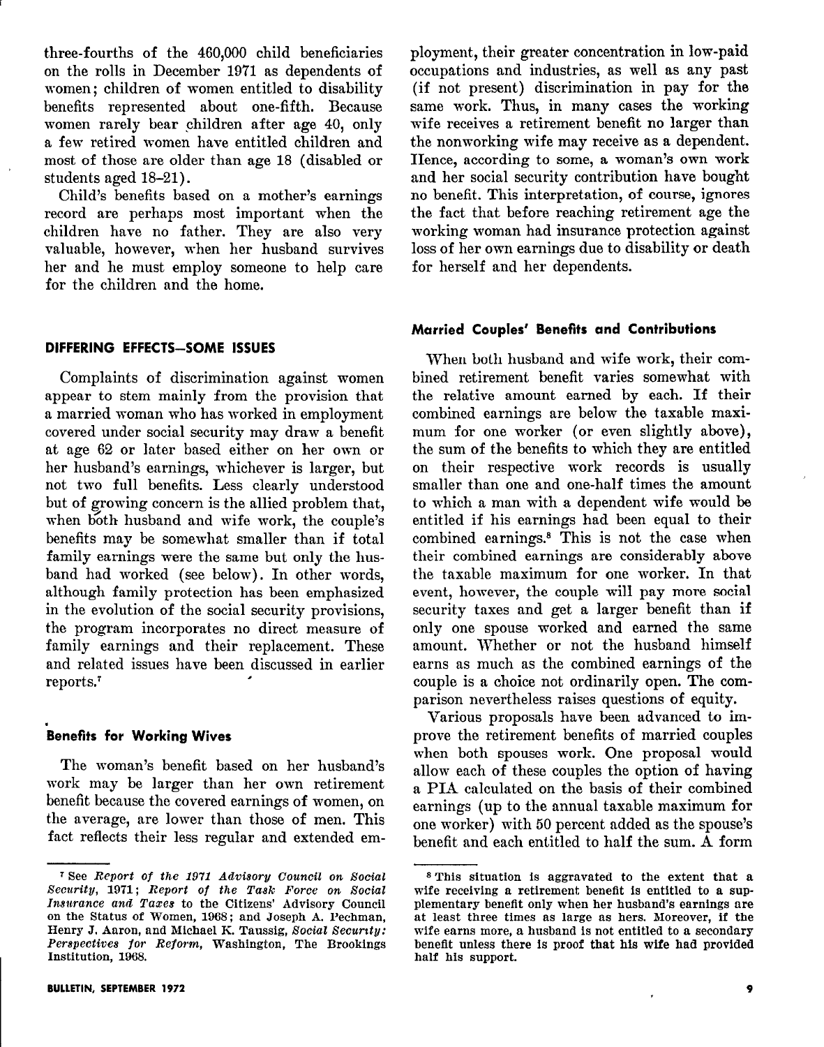three-fourths of the 460,000 child beneficiaries on the rolls in December 1971 as dependents of women; children of women entitled to disability benefits represented about one-fifth. Because women rarely bear children after age 40, only a few retired women have entitled children and most of those are older than age 18 (disabled or students aged 18–21).

Child's benefits based on a mother's earnings record are perhaps most important when the children have no father. They are also very valuable, however, when her husband survives her and he must employ someone to help care for the children and the home.

## DIFFERING EFFECTS—SOME ISSUES

Complaints of discrimination against women appear to stem mainly from the provision that a married woman who has worked in employment covered under social security may draw a benefit at age 62 or later based either on her own or her husband's earnings, whichever is larger, but not two full benefits. Less clearly understood but of growing concern is the allied problem that, when both husband and wife work, the couple's benefits may be somewhat smaller than if total family earnings were the same but only the husband had worked (see below). In other words, although family protection has been emphasized in the evolution of the social security provisions, the program incorporates no direct measure of family earnings and their replacement. These and related issues have been discussed in earlier reports.[7]

### Benefits for Working Wives

The woman's benefit based on her husband's work may be larger than her own retirement benefit because the covered earnings of women, on the average, are lower than those of men. This fact reflects their less regular and extended employment, their greater concentration in low-paid occupations and industries, as well as any past (if not present) discrimination in pay for the same work. Thus, in many cases the working wife receives a retirement benefit no larger than the nonworking wife may receive as a dependent. Hence, according to some, a woman's own work and her social security contribution have bought no benefit. This interpretation, of course, ignores the fact that before reaching retirement age the working woman had insurance protection against loss of her own earnings due to disability or death for herself and her dependents.

### Married Couples' Benefits and Contributions

When both husband and wife work, their combined retirement benefit varies somewhat with the relative amount earned by each. If their combined earnings are below the taxable maximum for one worker (or even slightly above), the sum of the benefits to which they are entitled on their respective work records is usually smaller than one and one-half times the amount to which a man with a dependent wife would be entitled if his earnings had been equal to their combined earnings.[8] This is not the case when their combined earnings are considerably above the taxable maximum for one worker. In that event, however, the couple will pay more social security taxes and get a larger benefit than if only one spouse worked and earned the same amount. Whether or not the husband himself earns as much as the combined earnings of the couple is a choice not ordinarily open. The comparison nevertheless raises questions of equity.

Various proposals have been advanced to improve the retirement benefits of married couples when both spouses work. One proposal would allow each of these couples the option of having a PIA calculated on the basis of their combined earnings (up to the annual taxable maximum for one worker) with 50 percent added as the spouse's benefit and each entitled to half the sum. A form

---

[7] See *Report of the 1971 Advisory Council on Social Security*, 1971; *Report of the Task Force on Social Insurance and Taxes* to the Citizens' Advisory Council on the Status of Women, 1968; and Joseph A. Pechman, Henry J. Aaron, and Michael K. Taussig, *Social Security: Perspectives for Reform*, Washington, The Brookings Institution, 1968.

[8] This situation is aggravated to the extent that a wife receiving a retirement benefit is entitled to a supplementary benefit only when her husband's earnings are at least three times as large as hers. Moreover, if the wife earns more, a husband is not entitled to a secondary benefit unless there is proof that his wife had provided half his support.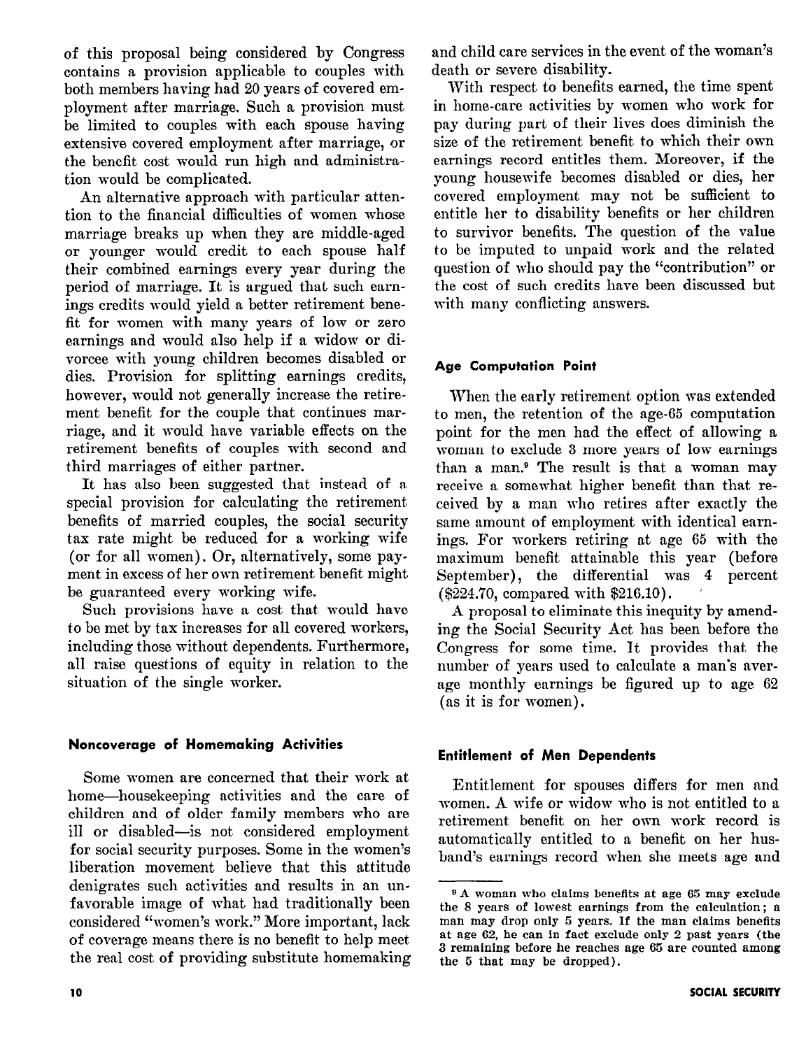of this proposal being considered by Congress contains a provision applicable to couples with both members having had 20 years of covered employment after marriage. Such a provision must be limited to couples with each spouse having extensive covered employment after marriage, or the benefit cost would run high and administration would be complicated.

An alternative approach with particular attention to the financial difficulties of women whose marriage breaks up when they are middle-aged or younger would credit to each spouse half their combined earnings every year during the period of marriage. It is argued that such earnings credits would yield a better retirement benefit for women with many years of low or zero earnings and would also help if a widow or divorcee with young children becomes disabled or dies. Provision for splitting earnings credits, however, would not generally increase the retirement benefit for the couple that continues marriage, and it would have variable effects on the retirement benefits of couples with second and third marriages of either partner.

It has also been suggested that instead of a special provision for calculating the retirement benefits of married couples, the social security tax rate might be reduced for a working wife (or for all women). Or, alternatively, some payment in excess of her own retirement benefit might be guaranteed every working wife.

Such provisions have a cost that would have to be met by tax increases for all covered workers, including those without dependents. Furthermore, all raise questions of equity in relation to the situation of the single worker.

#### Noncoverage of Homemaking Activities

Some women are concerned that their work at home—housekeeping activities and the care of children and of older family members who are ill or disabled—is not considered employment for social security purposes. Some in the women's liberation movement believe that this attitude denigrates such activities and results in an unfavorable image of what had traditionally been considered "women's work." More important, lack of coverage means there is no benefit to help meet the real cost of providing substitute homemaking and child care services in the event of the woman's death or severe disability.

With respect to benefits earned, the time spent in home-care activities by women who work for pay during part of their lives does diminish the size of the retirement benefit to which their own earnings record entitles them. Moreover, if the young housewife becomes disabled or dies, her covered employment may not be sufficient to entitle her to disability benefits or her children to survivor benefits. The question of the value to be imputed to unpaid work and the related question of who should pay the "contribution" or the cost of such credits have been discussed but with many conflicting answers.

#### Age Computation Point

When the early retirement option was extended to men, the retention of the age-65 computation point for the men had the effect of allowing a woman to exclude 3 more years of low earnings than a man.[9] The result is that a woman may receive a somewhat higher benefit than that received by a man who retires after exactly the same amount of employment with identical earnings. For workers retiring at age 65 with the maximum benefit attainable this year (before September), the differential was 4 percent ($224.70, compared with $216.10).

A proposal to eliminate this inequity by amending the Social Security Act has been before the Congress for some time. It provides that the number of years used to calculate a man's average monthly earnings be figured up to age 62 (as it is for women).

#### Entitlement of Men Dependents

Entitlement for spouses differs for men and women. A wife or widow who is not entitled to a retirement benefit on her own work record is automatically entitled to a benefit on her husband's earnings record when she meets age and

---

[9] A woman who claims benefits at age 65 may exclude the 8 years of lowest earnings from the calculation; a man may drop only 5 years. If the man claims benefits at age 62, he can in fact exclude only 2 past years (the 3 remaining before he reaches age 65 are counted among the 5 that may be dropped).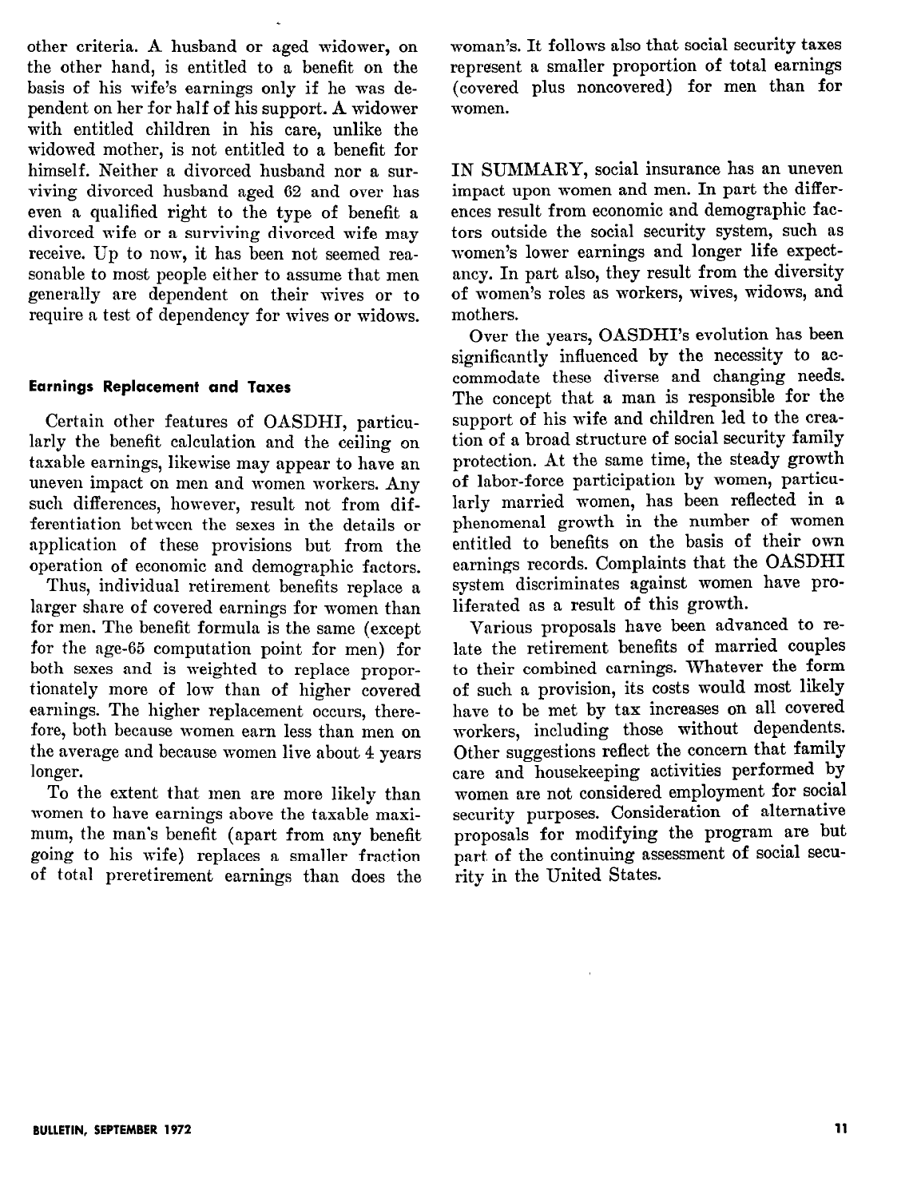other criteria. A husband or aged widower, on the other hand, is entitled to a benefit on the basis of his wife's earnings only if he was dependent on her for half of his support. A widower with entitled children in his care, unlike the widowed mother, is not entitled to a benefit for himself. Neither a divorced husband nor a surviving divorced husband aged 62 and over has even a qualified right to the type of benefit a divorced wife or a surviving divorced wife may receive. Up to now, it has been not seemed reasonable to most people either to assume that men generally are dependent on their wives or to require a test of dependency for wives or widows.

### Earnings Replacement and Taxes

Certain other features of OASDHI, particularly the benefit calculation and the ceiling on taxable earnings, likewise may appear to have an uneven impact on men and women workers. Any such differences, however, result not from differentiation between the sexes in the details or application of these provisions but from the operation of economic and demographic factors.

Thus, individual retirement benefits replace a larger share of covered earnings for women than for men. The benefit formula is the same (except for the age-65 computation point for men) for both sexes and is weighted to replace proportionately more of low than of higher covered earnings. The higher replacement occurs, therefore, both because women earn less than men on the average and because women live about 4 years longer.

To the extent that men are more likely than women to have earnings above the taxable maximum, the man's benefit (apart from any benefit going to his wife) replaces a smaller fraction of total preretirement earnings than does the woman's. It follows also that social security taxes represent a smaller proportion of total earnings (covered plus noncovered) for men than for women.

IN SUMMARY, social insurance has an uneven impact upon women and men. In part the differences result from economic and demographic factors outside the social security system, such as women's lower earnings and longer life expectancy. In part also, they result from the diversity of women's roles as workers, wives, widows, and mothers.

Over the years, OASDHI's evolution has been significantly influenced by the necessity to accommodate these diverse and changing needs. The concept that a man is responsible for the support of his wife and children led to the creation of a broad structure of social security family protection. At the same time, the steady growth of labor-force participation by women, particularly married women, has been reflected in a phenomenal growth in the number of women entitled to benefits on the basis of their own earnings records. Complaints that the OASDHI system discriminates against women have proliferated as a result of this growth.

Various proposals have been advanced to relate the retirement benefits of married couples to their combined earnings. Whatever the form of such a provision, its costs would most likely have to be met by tax increases on all covered workers, including those without dependents. Other suggestions reflect the concern that family care and housekeeping activities performed by women are not considered employment for social security purposes. Consideration of alternative proposals for modifying the program are but part of the continuing assessment of social security in the United States.